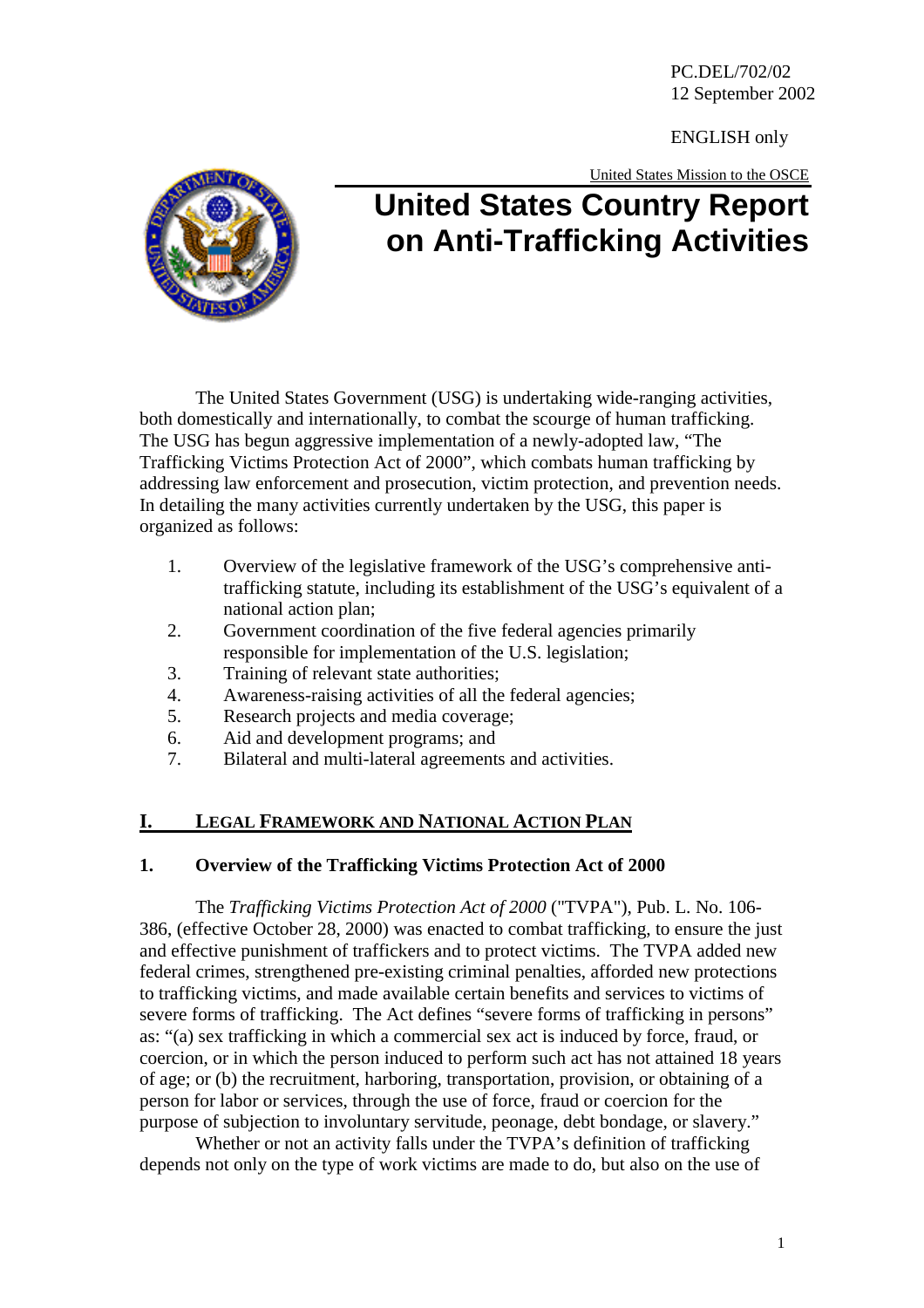PC.DEL/702/02
12 September 2002

ENGLISH only

United States Mission to the OSCE

# United States Country Report on Anti-Trafficking Activities

The United States Government (USG) is undertaking wide-ranging activities, both domestically and internationally, to combat the scourge of human trafficking. The USG has begun aggressive implementation of a newly-adopted law, "The Trafficking Victims Protection Act of 2000", which combats human trafficking by addressing law enforcement and prosecution, victim protection, and prevention needs. In detailing the many activities currently undertaken by the USG, this paper is organized as follows:

1. Overview of the legislative framework of the USG's comprehensive anti-trafficking statute, including its establishment of the USG's equivalent of a national action plan;
2. Government coordination of the five federal agencies primarily responsible for implementation of the U.S. legislation;
3. Training of relevant state authorities;
4. Awareness-raising activities of all the federal agencies;
5. Research projects and media coverage;
6. Aid and development programs; and
7. Bilateral and multi-lateral agreements and activities.

## I. LEGAL FRAMEWORK AND NATIONAL ACTION PLAN

### 1. Overview of the Trafficking Victims Protection Act of 2000

The *Trafficking Victims Protection Act of 2000* ("TVPA"), Pub. L. No. 106-386, (effective October 28, 2000) was enacted to combat trafficking, to ensure the just and effective punishment of traffickers and to protect victims. The TVPA added new federal crimes, strengthened pre-existing criminal penalties, afforded new protections to trafficking victims, and made available certain benefits and services to victims of severe forms of trafficking. The Act defines "severe forms of trafficking in persons" as: "(a) sex trafficking in which a commercial sex act is induced by force, fraud, or coercion, or in which the person induced to perform such act has not attained 18 years of age; or (b) the recruitment, harboring, transportation, provision, or obtaining of a person for labor or services, through the use of force, fraud or coercion for the purpose of subjection to involuntary servitude, peonage, debt bondage, or slavery."

Whether or not an activity falls under the TVPA's definition of trafficking depends not only on the type of work victims are made to do, but also on the use of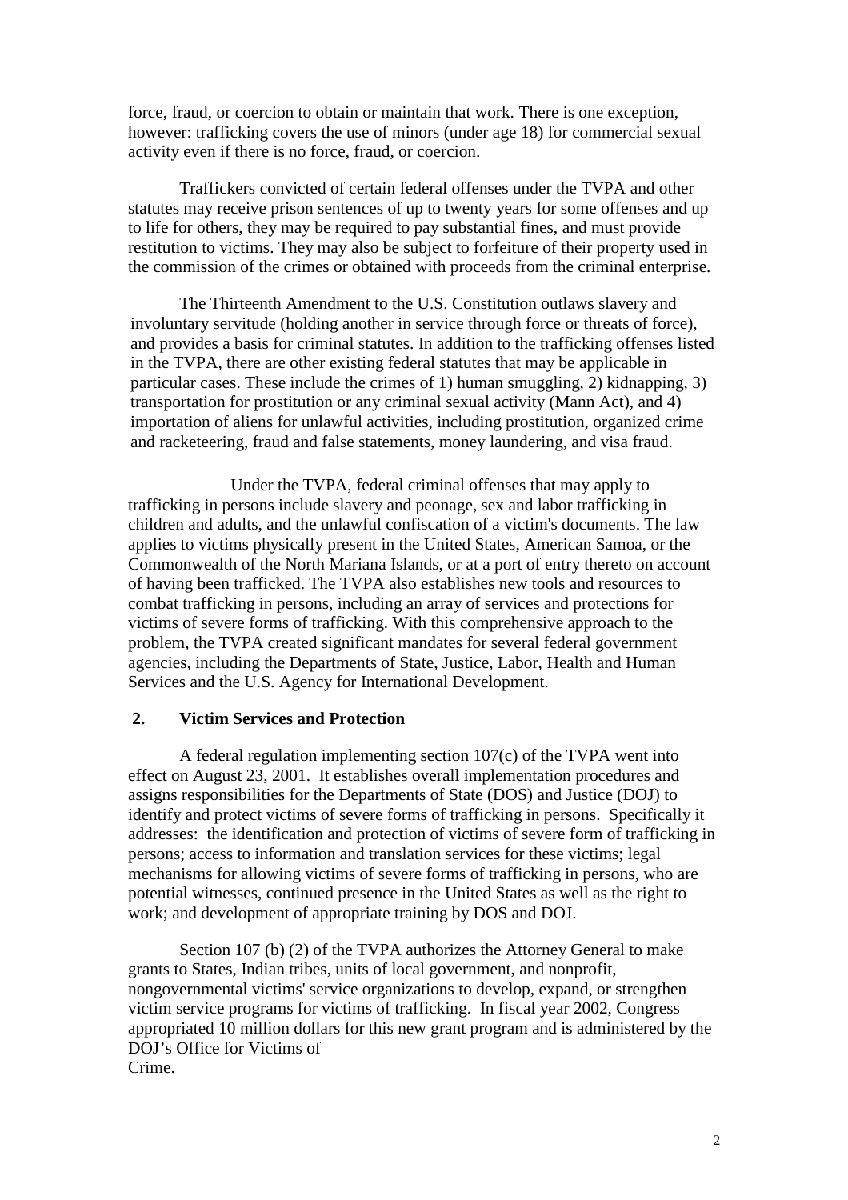force, fraud, or coercion to obtain or maintain that work. There is one exception, however: trafficking covers the use of minors (under age 18) for commercial sexual activity even if there is no force, fraud, or coercion.

Traffickers convicted of certain federal offenses under the TVPA and other statutes may receive prison sentences of up to twenty years for some offenses and up to life for others, they may be required to pay substantial fines, and must provide restitution to victims. They may also be subject to forfeiture of their property used in the commission of the crimes or obtained with proceeds from the criminal enterprise.

The Thirteenth Amendment to the U.S. Constitution outlaws slavery and involuntary servitude (holding another in service through force or threats of force), and provides a basis for criminal statutes. In addition to the trafficking offenses listed in the TVPA, there are other existing federal statutes that may be applicable in particular cases. These include the crimes of 1) human smuggling, 2) kidnapping, 3) transportation for prostitution or any criminal sexual activity (Mann Act), and 4) importation of aliens for unlawful activities, including prostitution, organized crime and racketeering, fraud and false statements, money laundering, and visa fraud.

Under the TVPA, federal criminal offenses that may apply to trafficking in persons include slavery and peonage, sex and labor trafficking in children and adults, and the unlawful confiscation of a victim's documents. The law applies to victims physically present in the United States, American Samoa, or the Commonwealth of the North Mariana Islands, or at a port of entry thereto on account of having been trafficked. The TVPA also establishes new tools and resources to combat trafficking in persons, including an array of services and protections for victims of severe forms of trafficking. With this comprehensive approach to the problem, the TVPA created significant mandates for several federal government agencies, including the Departments of State, Justice, Labor, Health and Human Services and the U.S. Agency for International Development.

## 2. Victim Services and Protection

A federal regulation implementing section 107(c) of the TVPA went into effect on August 23, 2001. It establishes overall implementation procedures and assigns responsibilities for the Departments of State (DOS) and Justice (DOJ) to identify and protect victims of severe forms of trafficking in persons. Specifically it addresses: the identification and protection of victims of severe form of trafficking in persons; access to information and translation services for these victims; legal mechanisms for allowing victims of severe forms of trafficking in persons, who are potential witnesses, continued presence in the United States as well as the right to work; and development of appropriate training by DOS and DOJ.

Section 107 (b) (2) of the TVPA authorizes the Attorney General to make grants to States, Indian tribes, units of local government, and nonprofit, nongovernmental victims' service organizations to develop, expand, or strengthen victim service programs for victims of trafficking. In fiscal year 2002, Congress appropriated 10 million dollars for this new grant program and is administered by the DOJ's Office for Victims of Crime.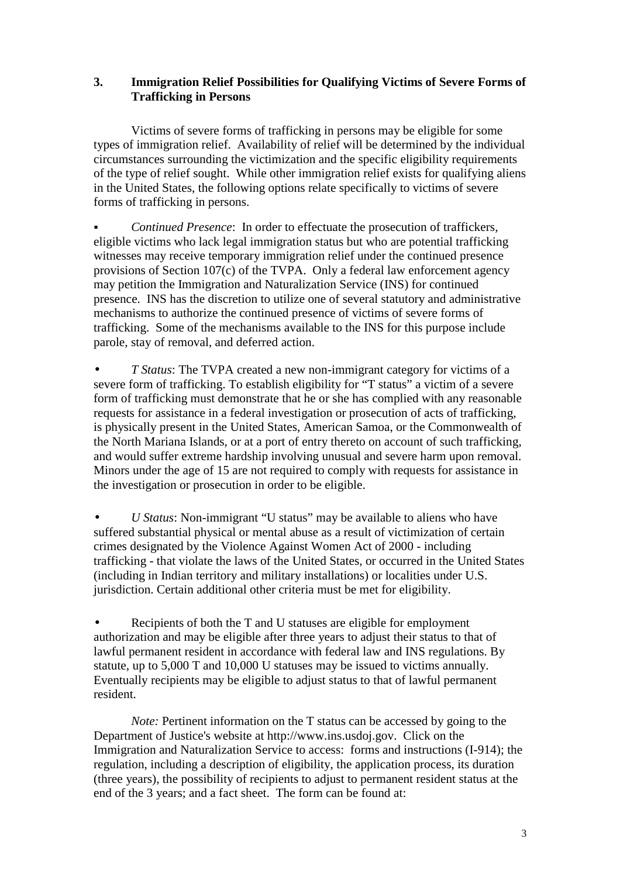### 3. Immigration Relief Possibilities for Qualifying Victims of Severe Forms of Trafficking in Persons

Victims of severe forms of trafficking in persons may be eligible for some types of immigration relief. Availability of relief will be determined by the individual circumstances surrounding the victimization and the specific eligibility requirements of the type of relief sought. While other immigration relief exists for qualifying aliens in the United States, the following options relate specifically to victims of severe forms of trafficking in persons.

- *Continued Presence*: In order to effectuate the prosecution of traffickers, eligible victims who lack legal immigration status but who are potential trafficking witnesses may receive temporary immigration relief under the continued presence provisions of Section 107(c) of the TVPA. Only a federal law enforcement agency may petition the Immigration and Naturalization Service (INS) for continued presence. INS has the discretion to utilize one of several statutory and administrative mechanisms to authorize the continued presence of victims of severe forms of trafficking. Some of the mechanisms available to the INS for this purpose include parole, stay of removal, and deferred action.

- *T Status*: The TVPA created a new non-immigrant category for victims of a severe form of trafficking. To establish eligibility for "T status" a victim of a severe form of trafficking must demonstrate that he or she has complied with any reasonable requests for assistance in a federal investigation or prosecution of acts of trafficking, is physically present in the United States, American Samoa, or the Commonwealth of the North Mariana Islands, or at a port of entry thereto on account of such trafficking, and would suffer extreme hardship involving unusual and severe harm upon removal. Minors under the age of 15 are not required to comply with requests for assistance in the investigation or prosecution in order to be eligible.

- *U Status*: Non-immigrant "U status" may be available to aliens who have suffered substantial physical or mental abuse as a result of victimization of certain crimes designated by the Violence Against Women Act of 2000 - including trafficking - that violate the laws of the United States, or occurred in the United States (including in Indian territory and military installations) or localities under U.S. jurisdiction. Certain additional other criteria must be met for eligibility.

- Recipients of both the T and U statuses are eligible for employment authorization and may be eligible after three years to adjust their status to that of lawful permanent resident in accordance with federal law and INS regulations. By statute, up to 5,000 T and 10,000 U statuses may be issued to victims annually. Eventually recipients may be eligible to adjust status to that of lawful permanent resident.

*Note:* Pertinent information on the T status can be accessed by going to the Department of Justice's website at http://www.ins.usdoj.gov. Click on the Immigration and Naturalization Service to access: forms and instructions (I-914); the regulation, including a description of eligibility, the application process, its duration (three years), the possibility of recipients to adjust to permanent resident status at the end of the 3 years; and a fact sheet. The form can be found at: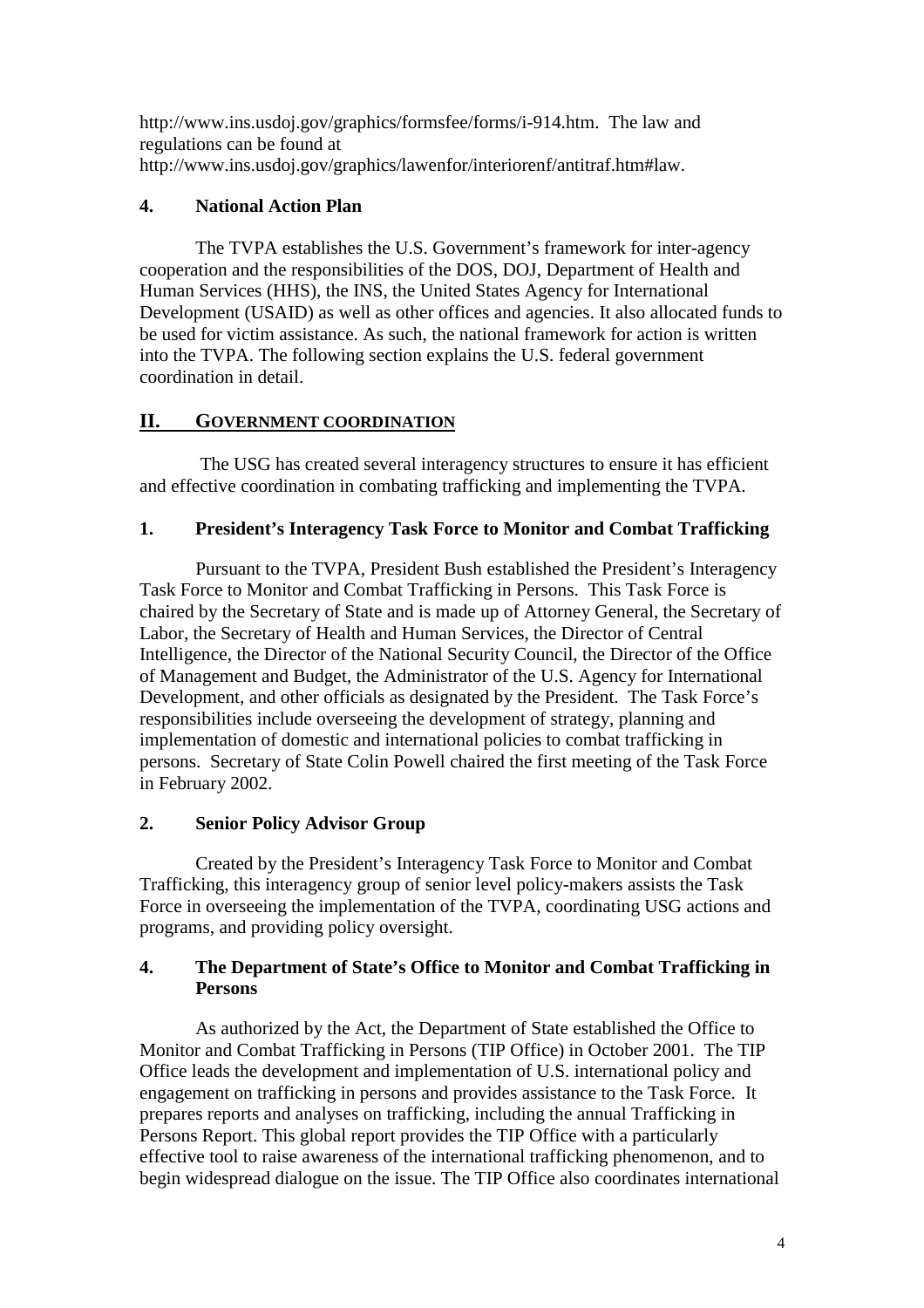http://www.ins.usdoj.gov/graphics/formsfee/forms/i-914.htm. The law and regulations can be found at http://www.ins.usdoj.gov/graphics/lawenfor/interiorenf/antitraf.htm#law.

### 4. National Action Plan

The TVPA establishes the U.S. Government's framework for inter-agency cooperation and the responsibilities of the DOS, DOJ, Department of Health and Human Services (HHS), the INS, the United States Agency for International Development (USAID) as well as other offices and agencies. It also allocated funds to be used for victim assistance. As such, the national framework for action is written into the TVPA. The following section explains the U.S. federal government coordination in detail.

## II. GOVERNMENT COORDINATION

The USG has created several interagency structures to ensure it has efficient and effective coordination in combating trafficking and implementing the TVPA.

### 1. President's Interagency Task Force to Monitor and Combat Trafficking

Pursuant to the TVPA, President Bush established the President's Interagency Task Force to Monitor and Combat Trafficking in Persons. This Task Force is chaired by the Secretary of State and is made up of Attorney General, the Secretary of Labor, the Secretary of Health and Human Services, the Director of Central Intelligence, the Director of the National Security Council, the Director of the Office of Management and Budget, the Administrator of the U.S. Agency for International Development, and other officials as designated by the President. The Task Force's responsibilities include overseeing the development of strategy, planning and implementation of domestic and international policies to combat trafficking in persons. Secretary of State Colin Powell chaired the first meeting of the Task Force in February 2002.

### 2. Senior Policy Advisor Group

Created by the President's Interagency Task Force to Monitor and Combat Trafficking, this interagency group of senior level policy-makers assists the Task Force in overseeing the implementation of the TVPA, coordinating USG actions and programs, and providing policy oversight.

### 4. The Department of State's Office to Monitor and Combat Trafficking in Persons

As authorized by the Act, the Department of State established the Office to Monitor and Combat Trafficking in Persons (TIP Office) in October 2001. The TIP Office leads the development and implementation of U.S. international policy and engagement on trafficking in persons and provides assistance to the Task Force. It prepares reports and analyses on trafficking, including the annual Trafficking in Persons Report. This global report provides the TIP Office with a particularly effective tool to raise awareness of the international trafficking phenomenon, and to begin widespread dialogue on the issue. The TIP Office also coordinates international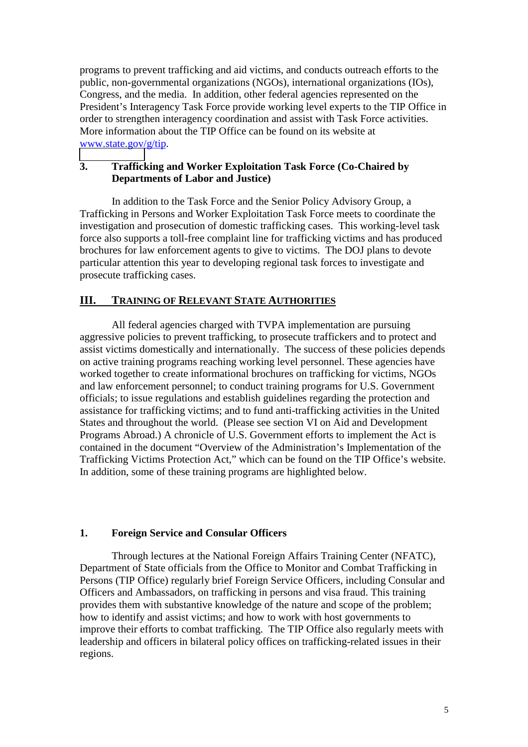programs to prevent trafficking and aid victims, and conducts outreach efforts to the public, non-governmental organizations (NGOs), international organizations (IOs), Congress, and the media. In addition, other federal agencies represented on the President's Interagency Task Force provide working level experts to the TIP Office in order to strengthen interagency coordination and assist with Task Force activities. More information about the TIP Office can be found on its website at www.state.gov/g/tip.

### 3. Trafficking and Worker Exploitation Task Force (Co-Chaired by Departments of Labor and Justice)

In addition to the Task Force and the Senior Policy Advisory Group, a Trafficking in Persons and Worker Exploitation Task Force meets to coordinate the investigation and prosecution of domestic trafficking cases. This working-level task force also supports a toll-free complaint line for trafficking victims and has produced brochures for law enforcement agents to give to victims. The DOJ plans to devote particular attention this year to developing regional task forces to investigate and prosecute trafficking cases.

## III. TRAINING OF RELEVANT STATE AUTHORITIES

All federal agencies charged with TVPA implementation are pursuing aggressive policies to prevent trafficking, to prosecute traffickers and to protect and assist victims domestically and internationally. The success of these policies depends on active training programs reaching working level personnel. These agencies have worked together to create informational brochures on trafficking for victims, NGOs and law enforcement personnel; to conduct training programs for U.S. Government officials; to issue regulations and establish guidelines regarding the protection and assistance for trafficking victims; and to fund anti-trafficking activities in the United States and throughout the world. (Please see section VI on Aid and Development Programs Abroad.) A chronicle of U.S. Government efforts to implement the Act is contained in the document "Overview of the Administration's Implementation of the Trafficking Victims Protection Act," which can be found on the TIP Office's website. In addition, some of these training programs are highlighted below.

### 1. Foreign Service and Consular Officers

Through lectures at the National Foreign Affairs Training Center (NFATC), Department of State officials from the Office to Monitor and Combat Trafficking in Persons (TIP Office) regularly brief Foreign Service Officers, including Consular and Officers and Ambassadors, on trafficking in persons and visa fraud. This training provides them with substantive knowledge of the nature and scope of the problem; how to identify and assist victims; and how to work with host governments to improve their efforts to combat trafficking. The TIP Office also regularly meets with leadership and officers in bilateral policy offices on trafficking-related issues in their regions.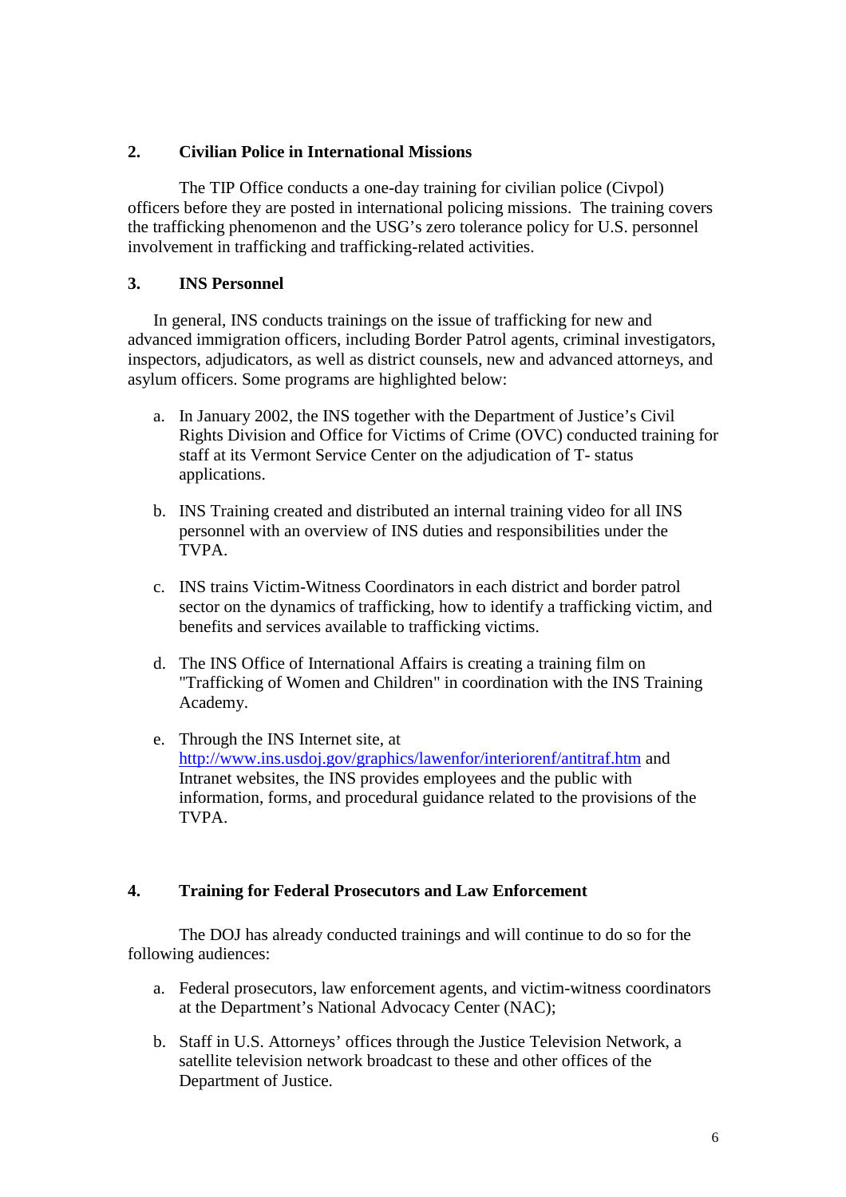### 2. Civilian Police in International Missions

The TIP Office conducts a one-day training for civilian police (Civpol) officers before they are posted in international policing missions. The training covers the trafficking phenomenon and the USG's zero tolerance policy for U.S. personnel involvement in trafficking and trafficking-related activities.

### 3. INS Personnel

In general, INS conducts trainings on the issue of trafficking for new and advanced immigration officers, including Border Patrol agents, criminal investigators, inspectors, adjudicators, as well as district counsels, new and advanced attorneys, and asylum officers. Some programs are highlighted below:

a. In January 2002, the INS together with the Department of Justice's Civil Rights Division and Office for Victims of Crime (OVC) conducted training for staff at its Vermont Service Center on the adjudication of T- status applications.

b. INS Training created and distributed an internal training video for all INS personnel with an overview of INS duties and responsibilities under the TVPA.

c. INS trains Victim-Witness Coordinators in each district and border patrol sector on the dynamics of trafficking, how to identify a trafficking victim, and benefits and services available to trafficking victims.

d. The INS Office of International Affairs is creating a training film on "Trafficking of Women and Children" in coordination with the INS Training Academy.

e. Through the INS Internet site, at http://www.ins.usdoj.gov/graphics/lawenfor/interiorenf/antitraf.htm and Intranet websites, the INS provides employees and the public with information, forms, and procedural guidance related to the provisions of the TVPA.

### 4. Training for Federal Prosecutors and Law Enforcement

The DOJ has already conducted trainings and will continue to do so for the following audiences:

a. Federal prosecutors, law enforcement agents, and victim-witness coordinators at the Department's National Advocacy Center (NAC);

b. Staff in U.S. Attorneys' offices through the Justice Television Network, a satellite television network broadcast to these and other offices of the Department of Justice.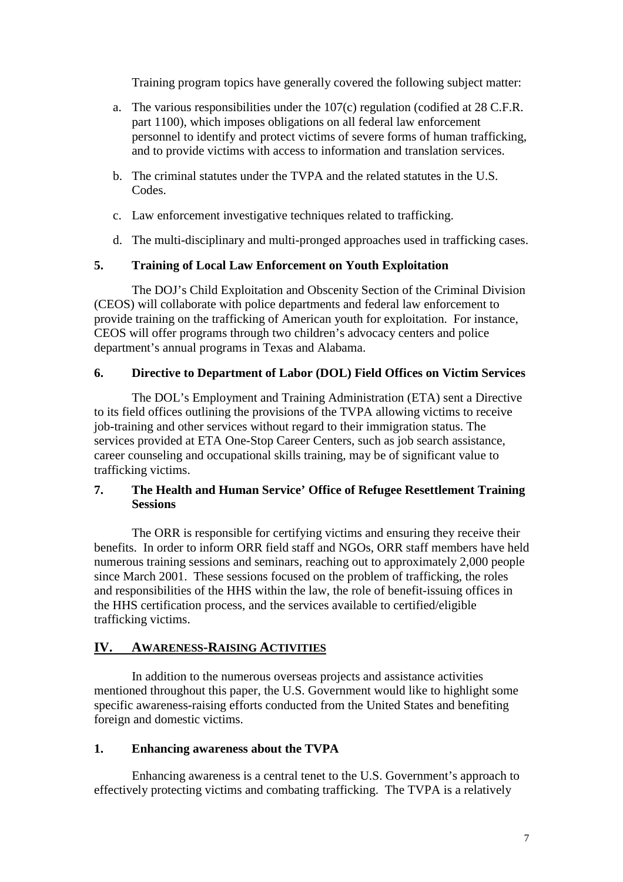Training program topics have generally covered the following subject matter:

a. The various responsibilities under the 107(c) regulation (codified at 28 C.F.R. part 1100), which imposes obligations on all federal law enforcement personnel to identify and protect victims of severe forms of human trafficking, and to provide victims with access to information and translation services.

b. The criminal statutes under the TVPA and the related statutes in the U.S. Codes.

c. Law enforcement investigative techniques related to trafficking.

d. The multi-disciplinary and multi-pronged approaches used in trafficking cases.

### 5. Training of Local Law Enforcement on Youth Exploitation

The DOJ's Child Exploitation and Obscenity Section of the Criminal Division (CEOS) will collaborate with police departments and federal law enforcement to provide training on the trafficking of American youth for exploitation. For instance, CEOS will offer programs through two children's advocacy centers and police department's annual programs in Texas and Alabama.

### 6. Directive to Department of Labor (DOL) Field Offices on Victim Services

The DOL's Employment and Training Administration (ETA) sent a Directive to its field offices outlining the provisions of the TVPA allowing victims to receive job-training and other services without regard to their immigration status. The services provided at ETA One-Stop Career Centers, such as job search assistance, career counseling and occupational skills training, may be of significant value to trafficking victims.

### 7. The Health and Human Service' Office of Refugee Resettlement Training Sessions

The ORR is responsible for certifying victims and ensuring they receive their benefits. In order to inform ORR field staff and NGOs, ORR staff members have held numerous training sessions and seminars, reaching out to approximately 2,000 people since March 2001. These sessions focused on the problem of trafficking, the roles and responsibilities of the HHS within the law, the role of benefit-issuing offices in the HHS certification process, and the services available to certified/eligible trafficking victims.

## IV. AWARENESS-RAISING ACTIVITIES

In addition to the numerous overseas projects and assistance activities mentioned throughout this paper, the U.S. Government would like to highlight some specific awareness-raising efforts conducted from the United States and benefiting foreign and domestic victims.

### 1. Enhancing awareness about the TVPA

Enhancing awareness is a central tenet to the U.S. Government's approach to effectively protecting victims and combating trafficking. The TVPA is a relatively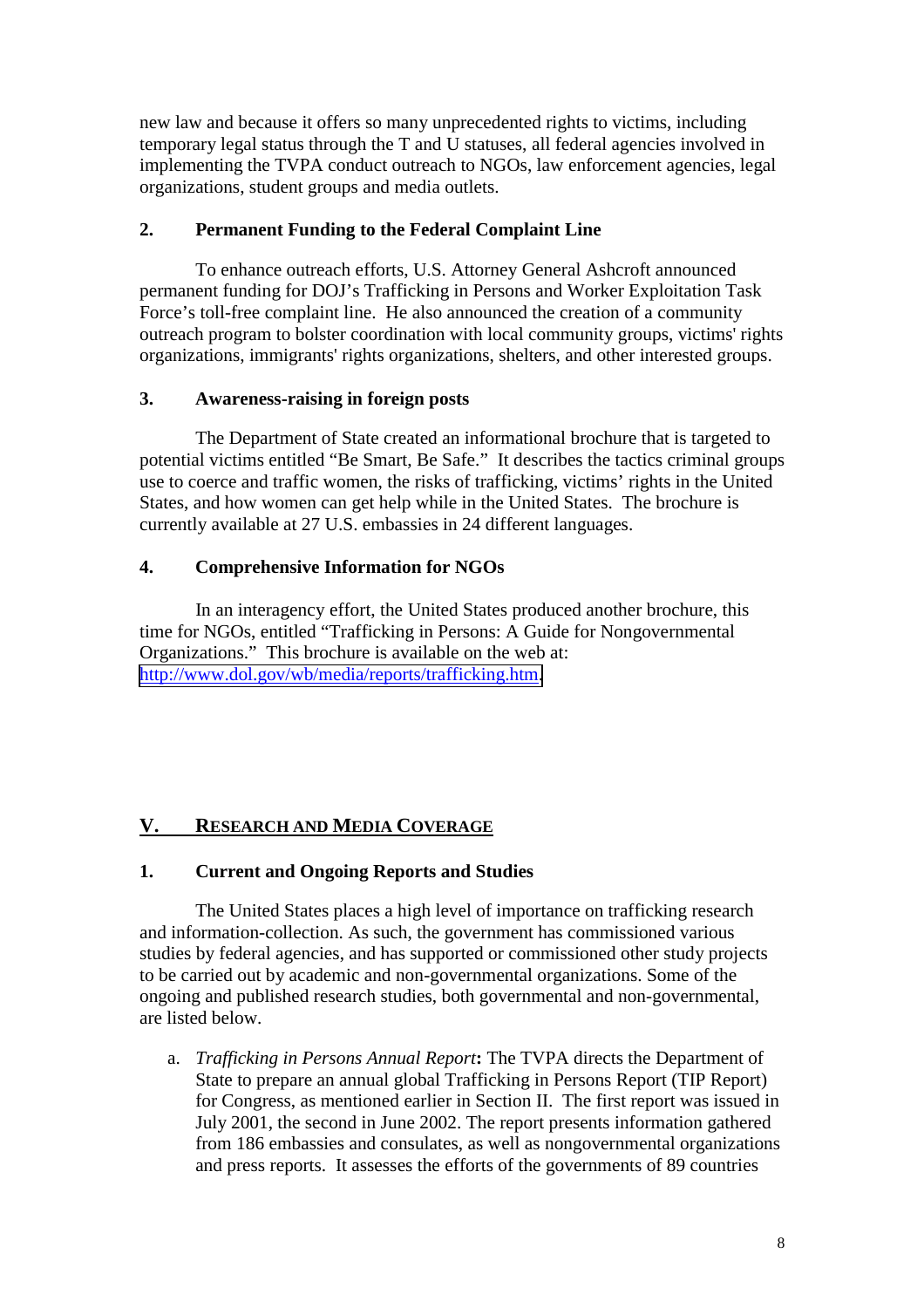new law and because it offers so many unprecedented rights to victims, including temporary legal status through the T and U statuses, all federal agencies involved in implementing the TVPA conduct outreach to NGOs, law enforcement agencies, legal organizations, student groups and media outlets.

### 2. Permanent Funding to the Federal Complaint Line

To enhance outreach efforts, U.S. Attorney General Ashcroft announced permanent funding for DOJ's Trafficking in Persons and Worker Exploitation Task Force's toll-free complaint line. He also announced the creation of a community outreach program to bolster coordination with local community groups, victims' rights organizations, immigrants' rights organizations, shelters, and other interested groups.

### 3. Awareness-raising in foreign posts

The Department of State created an informational brochure that is targeted to potential victims entitled "Be Smart, Be Safe." It describes the tactics criminal groups use to coerce and traffic women, the risks of trafficking, victims' rights in the United States, and how women can get help while in the United States. The brochure is currently available at 27 U.S. embassies in 24 different languages.

### 4. Comprehensive Information for NGOs

In an interagency effort, the United States produced another brochure, this time for NGOs, entitled "Trafficking in Persons: A Guide for Nongovernmental Organizations." This brochure is available on the web at: http://www.dol.gov/wb/media/reports/trafficking.htm.

## V. RESEARCH AND MEDIA COVERAGE

### 1. Current and Ongoing Reports and Studies

The United States places a high level of importance on trafficking research and information-collection. As such, the government has commissioned various studies by federal agencies, and has supported or commissioned other study projects to be carried out by academic and non-governmental organizations. Some of the ongoing and published research studies, both governmental and non-governmental, are listed below.

a. *Trafficking in Persons Annual Report***:** The TVPA directs the Department of State to prepare an annual global Trafficking in Persons Report (TIP Report) for Congress, as mentioned earlier in Section II. The first report was issued in July 2001, the second in June 2002. The report presents information gathered from 186 embassies and consulates, as well as nongovernmental organizations and press reports. It assesses the efforts of the governments of 89 countries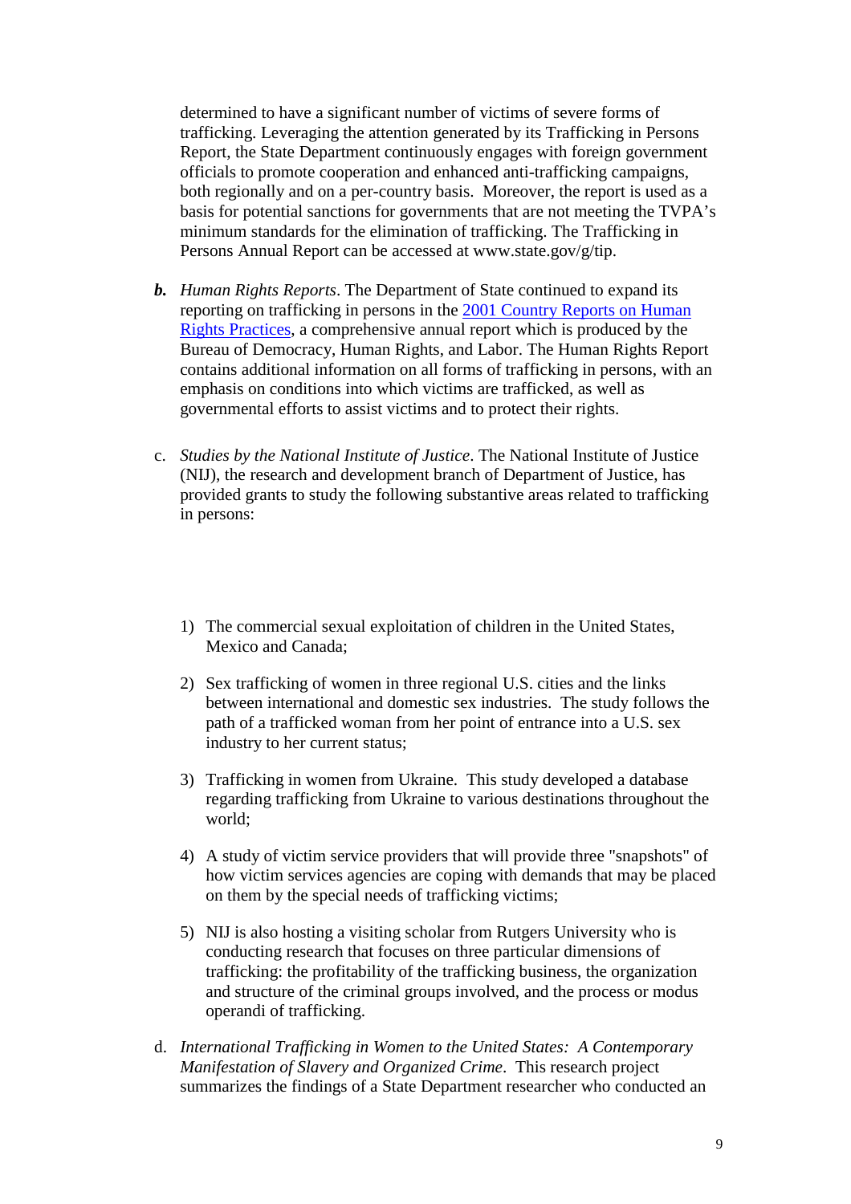determined to have a significant number of victims of severe forms of trafficking. Leveraging the attention generated by its Trafficking in Persons Report, the State Department continuously engages with foreign government officials to promote cooperation and enhanced anti-trafficking campaigns, both regionally and on a per-country basis. Moreover, the report is used as a basis for potential sanctions for governments that are not meeting the TVPA's minimum standards for the elimination of trafficking. The Trafficking in Persons Annual Report can be accessed at www.state.gov/g/tip.

***b.*** *Human Rights Reports*. The Department of State continued to expand its reporting on trafficking in persons in the 2001 Country Reports on Human Rights Practices, a comprehensive annual report which is produced by the Bureau of Democracy, Human Rights, and Labor. The Human Rights Report contains additional information on all forms of trafficking in persons, with an emphasis on conditions into which victims are trafficked, as well as governmental efforts to assist victims and to protect their rights.

c. *Studies by the National Institute of Justice*. The National Institute of Justice (NIJ), the research and development branch of Department of Justice, has provided grants to study the following substantive areas related to trafficking in persons:

1) The commercial sexual exploitation of children in the United States, Mexico and Canada;

2) Sex trafficking of women in three regional U.S. cities and the links between international and domestic sex industries. The study follows the path of a trafficked woman from her point of entrance into a U.S. sex industry to her current status;

3) Trafficking in women from Ukraine. This study developed a database regarding trafficking from Ukraine to various destinations throughout the world;

4) A study of victim service providers that will provide three "snapshots" of how victim services agencies are coping with demands that may be placed on them by the special needs of trafficking victims;

5) NIJ is also hosting a visiting scholar from Rutgers University who is conducting research that focuses on three particular dimensions of trafficking: the profitability of the trafficking business, the organization and structure of the criminal groups involved, and the process or modus operandi of trafficking.

d. *International Trafficking in Women to the United States: A Contemporary Manifestation of Slavery and Organized Crime*. This research project summarizes the findings of a State Department researcher who conducted an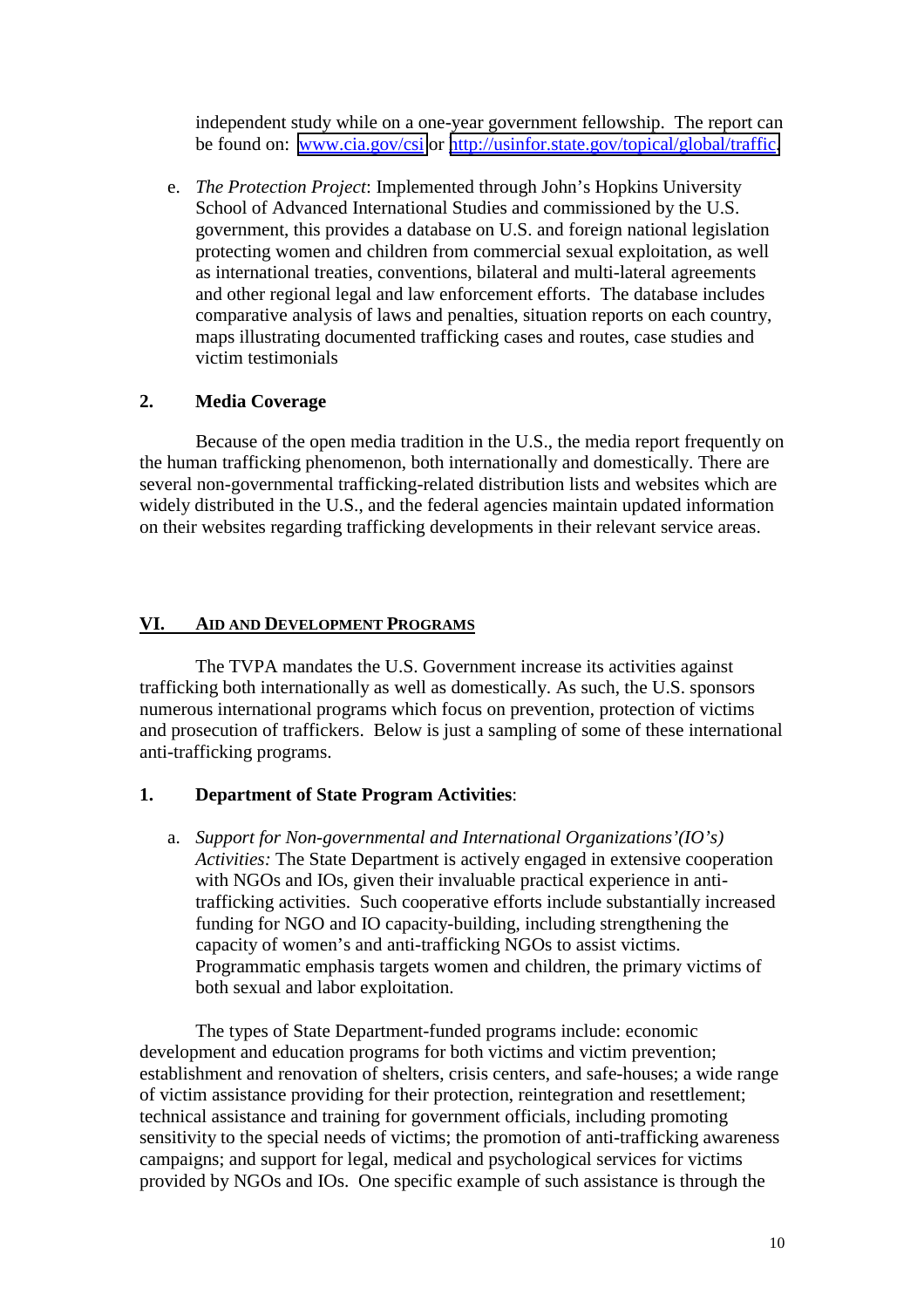independent study while on a one-year government fellowship. The report can be found on: [www.cia.gov/csi](http://www.cia.gov/csi) or [http://usinfor.state.gov/topical/global/traffic](http://usinfor.state.gov/topical/global/traffic).

e. *The Protection Project*: Implemented through John's Hopkins University School of Advanced International Studies and commissioned by the U.S. government, this provides a database on U.S. and foreign national legislation protecting women and children from commercial sexual exploitation, as well as international treaties, conventions, bilateral and multi-lateral agreements and other regional legal and law enforcement efforts. The database includes comparative analysis of laws and penalties, situation reports on each country, maps illustrating documented trafficking cases and routes, case studies and victim testimonials

## 2. Media Coverage

Because of the open media tradition in the U.S., the media report frequently on the human trafficking phenomenon, both internationally and domestically. There are several non-governmental trafficking-related distribution lists and websites which are widely distributed in the U.S., and the federal agencies maintain updated information on their websites regarding trafficking developments in their relevant service areas.

# VI. AID AND DEVELOPMENT PROGRAMS

The TVPA mandates the U.S. Government increase its activities against trafficking both internationally as well as domestically. As such, the U.S. sponsors numerous international programs which focus on prevention, protection of victims and prosecution of traffickers. Below is just a sampling of some of these international anti-trafficking programs.

## 1. Department of State Program Activities:

a. *Support for Non-governmental and International Organizations'(IO's) Activities:* The State Department is actively engaged in extensive cooperation with NGOs and IOs, given their invaluable practical experience in anti-trafficking activities. Such cooperative efforts include substantially increased funding for NGO and IO capacity-building, including strengthening the capacity of women's and anti-trafficking NGOs to assist victims. Programmatic emphasis targets women and children, the primary victims of both sexual and labor exploitation.

The types of State Department-funded programs include: economic development and education programs for both victims and victim prevention; establishment and renovation of shelters, crisis centers, and safe-houses; a wide range of victim assistance providing for their protection, reintegration and resettlement; technical assistance and training for government officials, including promoting sensitivity to the special needs of victims; the promotion of anti-trafficking awareness campaigns; and support for legal, medical and psychological services for victims provided by NGOs and IOs. One specific example of such assistance is through the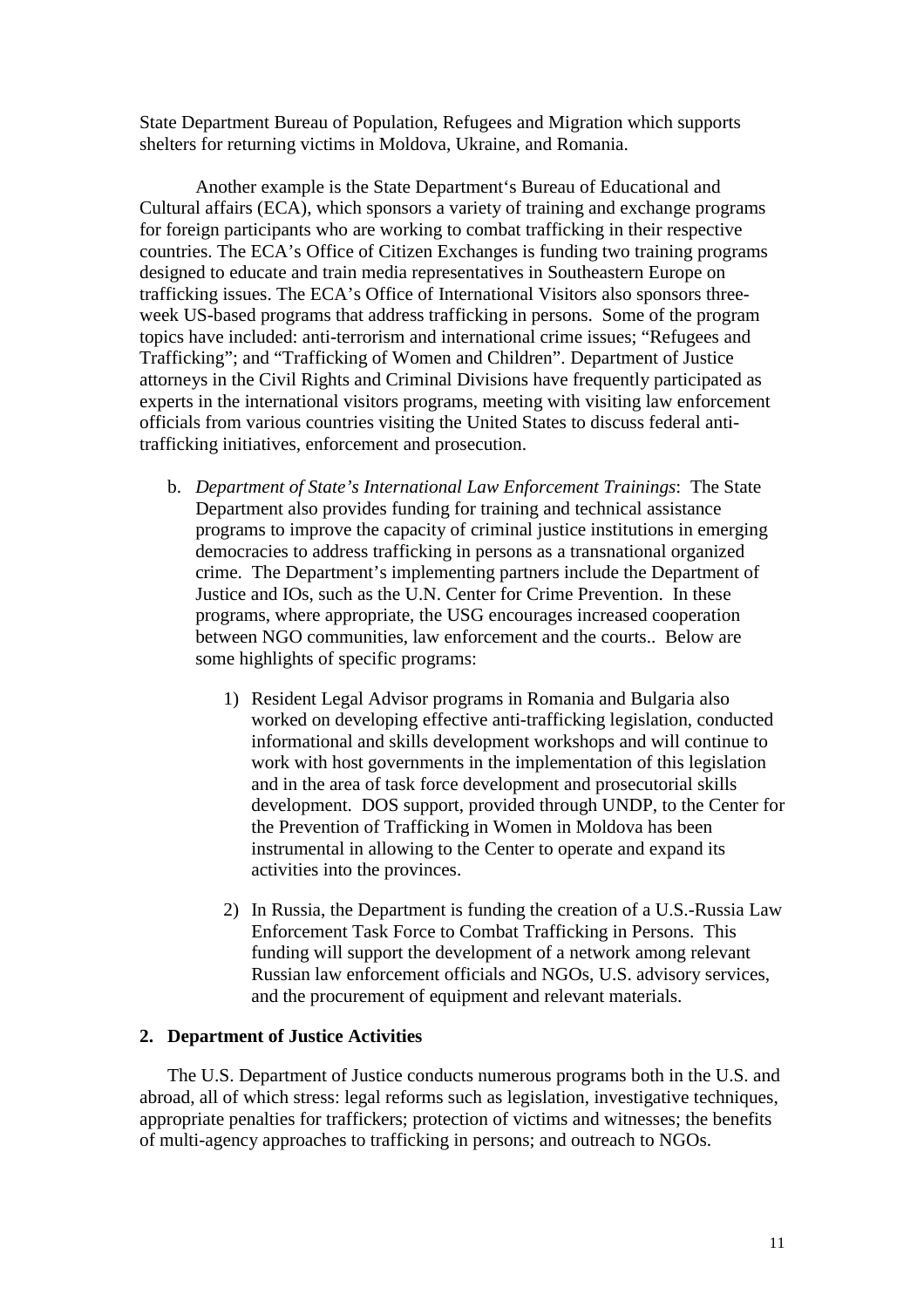State Department Bureau of Population, Refugees and Migration which supports shelters for returning victims in Moldova, Ukraine, and Romania.

Another example is the State Department‘s Bureau of Educational and Cultural affairs (ECA), which sponsors a variety of training and exchange programs for foreign participants who are working to combat trafficking in their respective countries. The ECA’s Office of Citizen Exchanges is funding two training programs designed to educate and train media representatives in Southeastern Europe on trafficking issues. The ECA’s Office of International Visitors also sponsors three-week US-based programs that address trafficking in persons. Some of the program topics have included: anti-terrorism and international crime issues; “Refugees and Trafficking”; and “Trafficking of Women and Children”. Department of Justice attorneys in the Civil Rights and Criminal Divisions have frequently participated as experts in the international visitors programs, meeting with visiting law enforcement officials from various countries visiting the United States to discuss federal anti-trafficking initiatives, enforcement and prosecution.

b. *Department of State’s International Law Enforcement Trainings*: The State Department also provides funding for training and technical assistance programs to improve the capacity of criminal justice institutions in emerging democracies to address trafficking in persons as a transnational organized crime. The Department’s implementing partners include the Department of Justice and IOs, such as the U.N. Center for Crime Prevention. In these programs, where appropriate, the USG encourages increased cooperation between NGO communities, law enforcement and the courts.. Below are some highlights of specific programs:

   1) Resident Legal Advisor programs in Romania and Bulgaria also worked on developing effective anti-trafficking legislation, conducted informational and skills development workshops and will continue to work with host governments in the implementation of this legislation and in the area of task force development and prosecutorial skills development. DOS support, provided through UNDP, to the Center for the Prevention of Trafficking in Women in Moldova has been instrumental in allowing to the Center to operate and expand its activities into the provinces.

   2) In Russia, the Department is funding the creation of a U.S.-Russia Law Enforcement Task Force to Combat Trafficking in Persons. This funding will support the development of a network among relevant Russian law enforcement officials and NGOs, U.S. advisory services, and the procurement of equipment and relevant materials.

## 2. Department of Justice Activities

The U.S. Department of Justice conducts numerous programs both in the U.S. and abroad, all of which stress: legal reforms such as legislation, investigative techniques, appropriate penalties for traffickers; protection of victims and witnesses; the benefits of multi-agency approaches to trafficking in persons; and outreach to NGOs.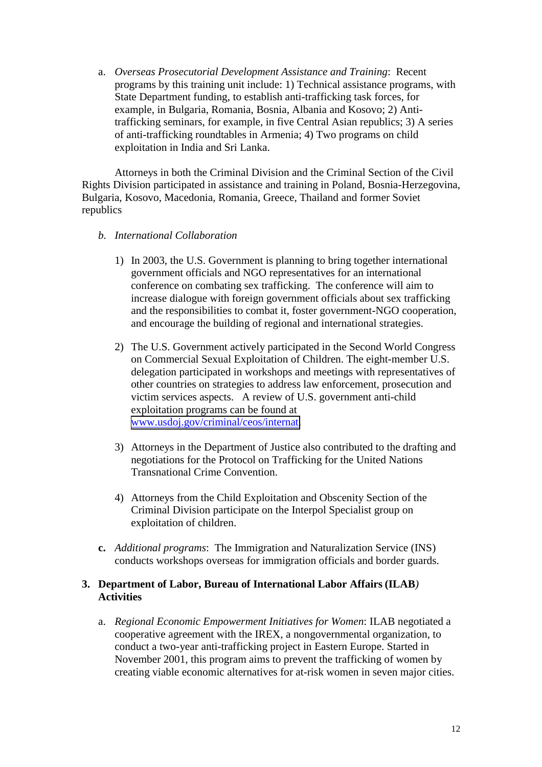a. *Overseas Prosecutorial Development Assistance and Training*: Recent programs by this training unit include: 1) Technical assistance programs, with State Department funding, to establish anti-trafficking task forces, for example, in Bulgaria, Romania, Bosnia, Albania and Kosovo; 2) Anti-trafficking seminars, for example, in five Central Asian republics; 3) A series of anti-trafficking roundtables in Armenia; 4) Two programs on child exploitation in India and Sri Lanka.

Attorneys in both the Criminal Division and the Criminal Section of the Civil Rights Division participated in assistance and training in Poland, Bosnia-Herzegovina, Bulgaria, Kosovo, Macedonia, Romania, Greece, Thailand and former Soviet republics

b. *International Collaboration*

1) In 2003, the U.S. Government is planning to bring together international government officials and NGO representatives for an international conference on combating sex trafficking. The conference will aim to increase dialogue with foreign government officials about sex trafficking and the responsibilities to combat it, foster government-NGO cooperation, and encourage the building of regional and international strategies.

2) The U.S. Government actively participated in the Second World Congress on Commercial Sexual Exploitation of Children. The eight-member U.S. delegation participated in workshops and meetings with representatives of other countries on strategies to address law enforcement, prosecution and victim services aspects. A review of U.S. government anti-child exploitation programs can be found at [www.usdoj.gov/criminal/ceos/internat](www.usdoj.gov/criminal/ceos/internat).

3) Attorneys in the Department of Justice also contributed to the drafting and negotiations for the Protocol on Trafficking for the United Nations Transnational Crime Convention.

4) Attorneys from the Child Exploitation and Obscenity Section of the Criminal Division participate on the Interpol Specialist group on exploitation of children.

**c.** *Additional programs*: The Immigration and Naturalization Service (INS) conducts workshops overseas for immigration officials and border guards.

### 3. Department of Labor, Bureau of International Labor Affairs (ILAB*)* Activities

a. *Regional Economic Empowerment Initiatives for Women*: ILAB negotiated a cooperative agreement with the IREX, a nongovernmental organization, to conduct a two-year anti-trafficking project in Eastern Europe. Started in November 2001, this program aims to prevent the trafficking of women by creating viable economic alternatives for at-risk women in seven major cities.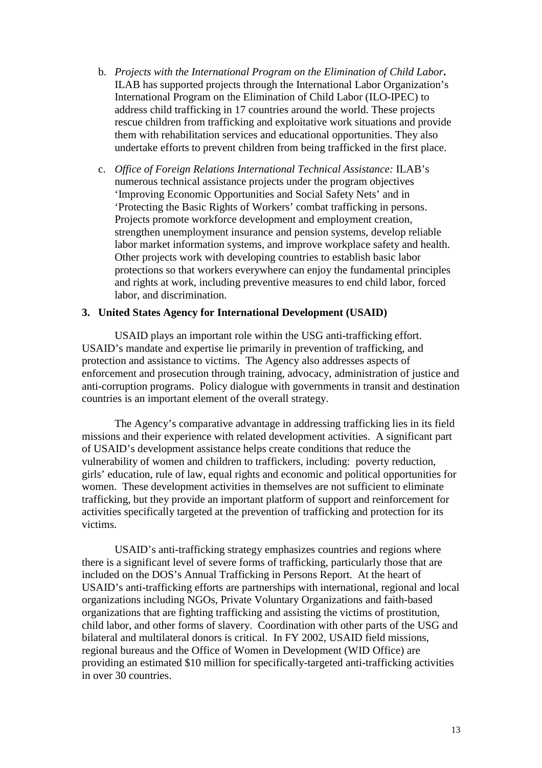b. *Projects with the International Program on the Elimination of Child Labor***.** ILAB has supported projects through the International Labor Organization's International Program on the Elimination of Child Labor (ILO-IPEC) to address child trafficking in 17 countries around the world. These projects rescue children from trafficking and exploitative work situations and provide them with rehabilitation services and educational opportunities. They also undertake efforts to prevent children from being trafficked in the first place.

c. *Office of Foreign Relations International Technical Assistance:* ILAB's numerous technical assistance projects under the program objectives 'Improving Economic Opportunities and Social Safety Nets' and in 'Protecting the Basic Rights of Workers' combat trafficking in persons. Projects promote workforce development and employment creation, strengthen unemployment insurance and pension systems, develop reliable labor market information systems, and improve workplace safety and health. Other projects work with developing countries to establish basic labor protections so that workers everywhere can enjoy the fundamental principles and rights at work, including preventive measures to end child labor, forced labor, and discrimination.

### 3. United States Agency for International Development (USAID)

USAID plays an important role within the USG anti-trafficking effort. USAID's mandate and expertise lie primarily in prevention of trafficking, and protection and assistance to victims. The Agency also addresses aspects of enforcement and prosecution through training, advocacy, administration of justice and anti-corruption programs. Policy dialogue with governments in transit and destination countries is an important element of the overall strategy.

The Agency's comparative advantage in addressing trafficking lies in its field missions and their experience with related development activities. A significant part of USAID's development assistance helps create conditions that reduce the vulnerability of women and children to traffickers, including: poverty reduction, girls' education, rule of law, equal rights and economic and political opportunities for women. These development activities in themselves are not sufficient to eliminate trafficking, but they provide an important platform of support and reinforcement for activities specifically targeted at the prevention of trafficking and protection for its victims.

USAID's anti-trafficking strategy emphasizes countries and regions where there is a significant level of severe forms of trafficking, particularly those that are included on the DOS's Annual Trafficking in Persons Report. At the heart of USAID's anti-trafficking efforts are partnerships with international, regional and local organizations including NGOs, Private Voluntary Organizations and faith-based organizations that are fighting trafficking and assisting the victims of prostitution, child labor, and other forms of slavery. Coordination with other parts of the USG and bilateral and multilateral donors is critical. In FY 2002, USAID field missions, regional bureaus and the Office of Women in Development (WID Office) are providing an estimated $10 million for specifically-targeted anti-trafficking activities in over 30 countries.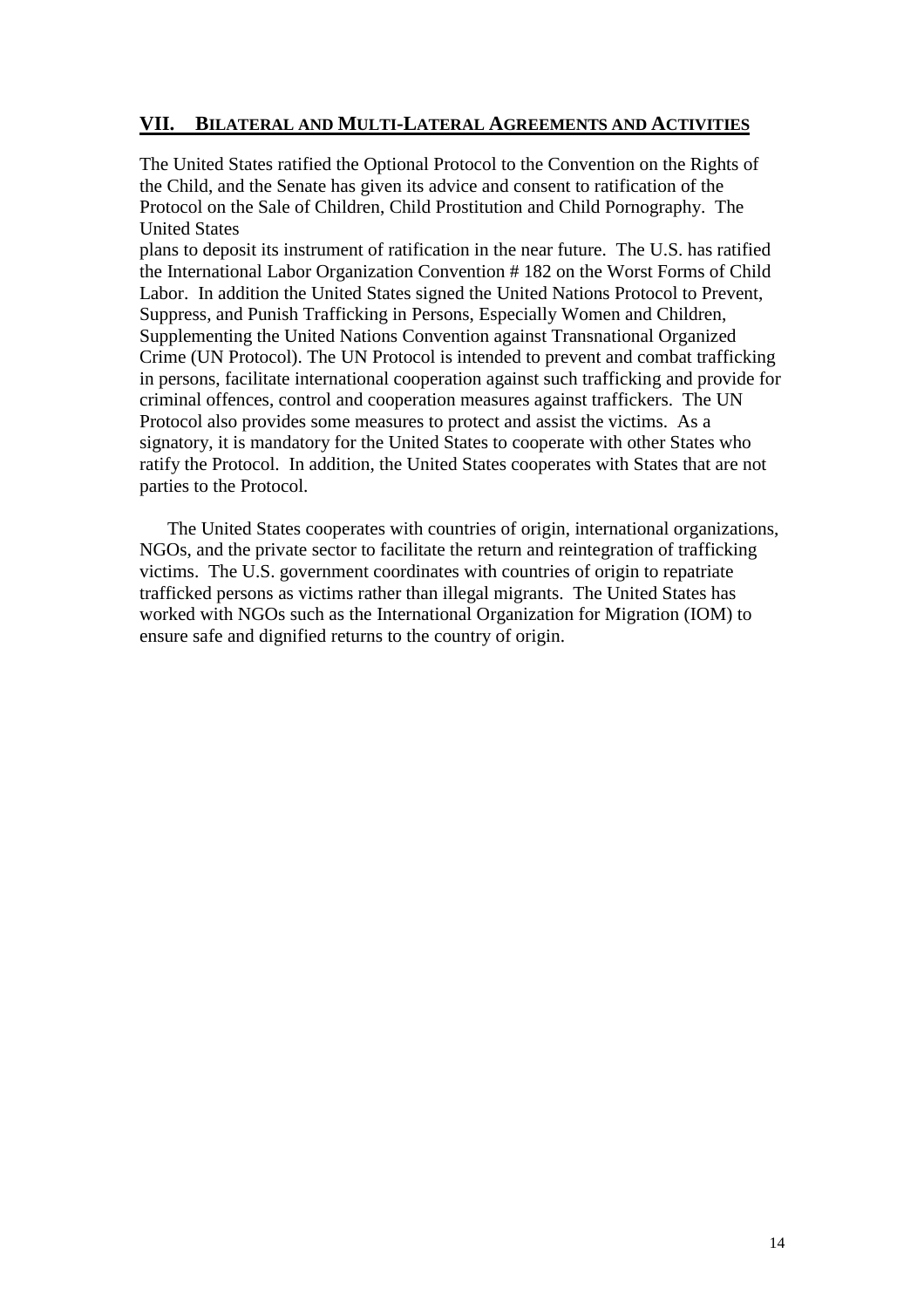## VII. BILATERAL AND MULTI-LATERAL AGREEMENTS AND ACTIVITIES

The United States ratified the Optional Protocol to the Convention on the Rights of the Child, and the Senate has given its advice and consent to ratification of the Protocol on the Sale of Children, Child Prostitution and Child Pornography. The United States plans to deposit its instrument of ratification in the near future. The U.S. has ratified the International Labor Organization Convention # 182 on the Worst Forms of Child Labor. In addition the United States signed the United Nations Protocol to Prevent, Suppress, and Punish Trafficking in Persons, Especially Women and Children, Supplementing the United Nations Convention against Transnational Organized Crime (UN Protocol). The UN Protocol is intended to prevent and combat trafficking in persons, facilitate international cooperation against such trafficking and provide for criminal offences, control and cooperation measures against traffickers. The UN Protocol also provides some measures to protect and assist the victims. As a signatory, it is mandatory for the United States to cooperate with other States who ratify the Protocol. In addition, the United States cooperates with States that are not parties to the Protocol.

The United States cooperates with countries of origin, international organizations, NGOs, and the private sector to facilitate the return and reintegration of trafficking victims. The U.S. government coordinates with countries of origin to repatriate trafficked persons as victims rather than illegal migrants. The United States has worked with NGOs such as the International Organization for Migration (IOM) to ensure safe and dignified returns to the country of origin.